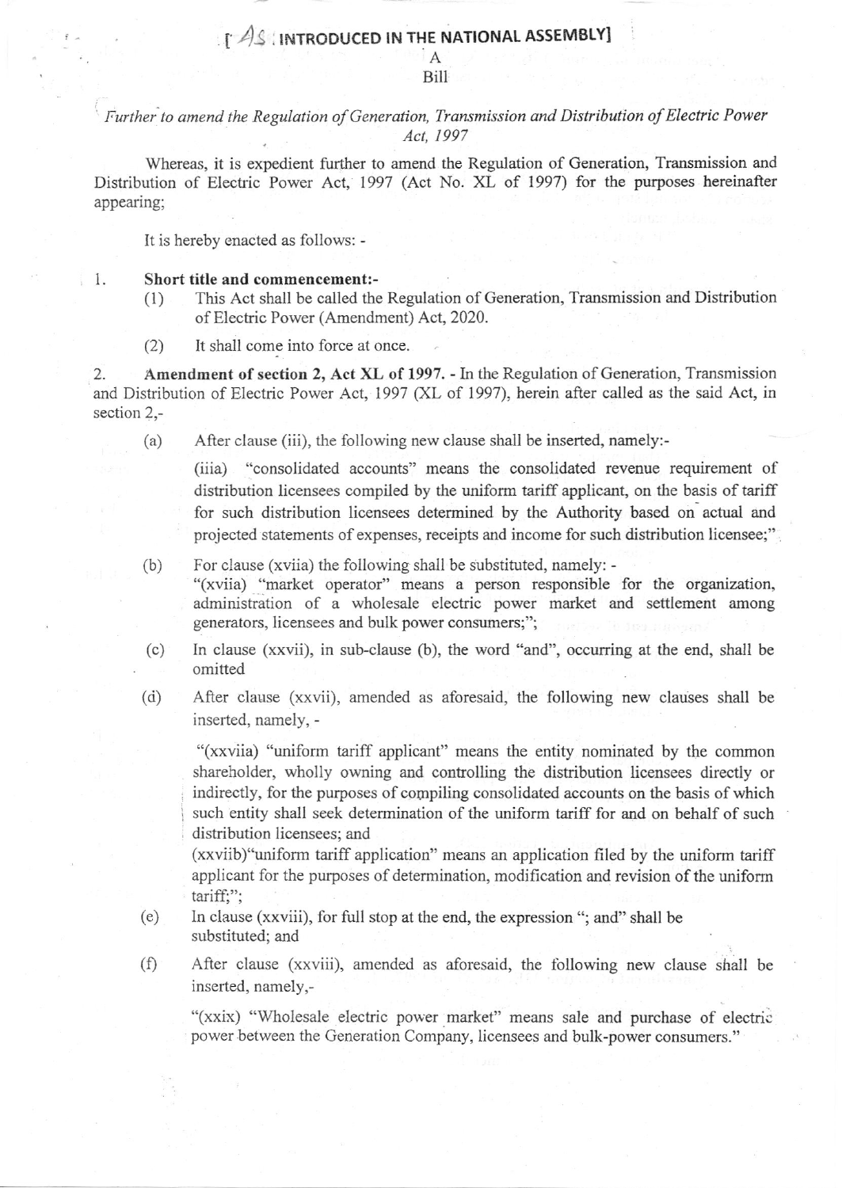[AS INTRODUCED IN THE NATIONAL ASSEMBLY]

A

Bill

*Further to amend the Regulation of Generation, Transmission and Distribution of Electric Power Act, 1997*

Whereas, it is expedient further to amend the Regulation of Generation, Transmission and Distribution of Electric Power Act, 1997 (Act No. XL of 1997) for the purposes hereinafter appearing;

It is hereby enacted as follows: -

1. **Short title and commencement:-**
   (1) This Act shall be called the Regulation of Generation, Transmission and Distribution of Electric Power (Amendment) Act, 2020.
   (2) It shall come into force at once.

2. **Amendment of section 2, Act XL of 1997.** - In the Regulation of Generation, Transmission and Distribution of Electric Power Act, 1997 (XL of 1997), herein after called as the said Act, in section 2,-

   (a) After clause (iii), the following new clause shall be inserted, namely:-

   (iiia) "consolidated accounts" means the consolidated revenue requirement of distribution licensees compiled by the uniform tariff applicant, on the basis of tariff for such distribution licensees determined by the Authority based on actual and projected statements of expenses, receipts and income for such distribution licensee;"

   (b) For clause (xviia) the following shall be substituted, namely: -
   "(xviia) "market operator" means a person responsible for the organization, administration of a wholesale electric power market and settlement among generators, licensees and bulk power consumers;";

   (c) In clause (xxvii), in sub-clause (b), the word "and", occurring at the end, shall be omitted

   (d) After clause (xxvii), amended as aforesaid, the following new clauses shall be inserted, namely, -

   "(xxviia) "uniform tariff applicant" means the entity nominated by the common shareholder, wholly owning and controlling the distribution licensees directly or indirectly, for the purposes of compiling consolidated accounts on the basis of which such entity shall seek determination of the uniform tariff for and on behalf of such distribution licensees; and

   (xxviib)"uniform tariff application" means an application filed by the uniform tariff applicant for the purposes of determination, modification and revision of the uniform tariff;";

   (e) In clause (xxviii), for full stop at the end, the expression "; and" shall be substituted; and

   (f) After clause (xxviii), amended as aforesaid, the following new clause shall be inserted, namely,-

   "(xxix) "Wholesale electric power market" means sale and purchase of electric power between the Generation Company, licensees and bulk-power consumers."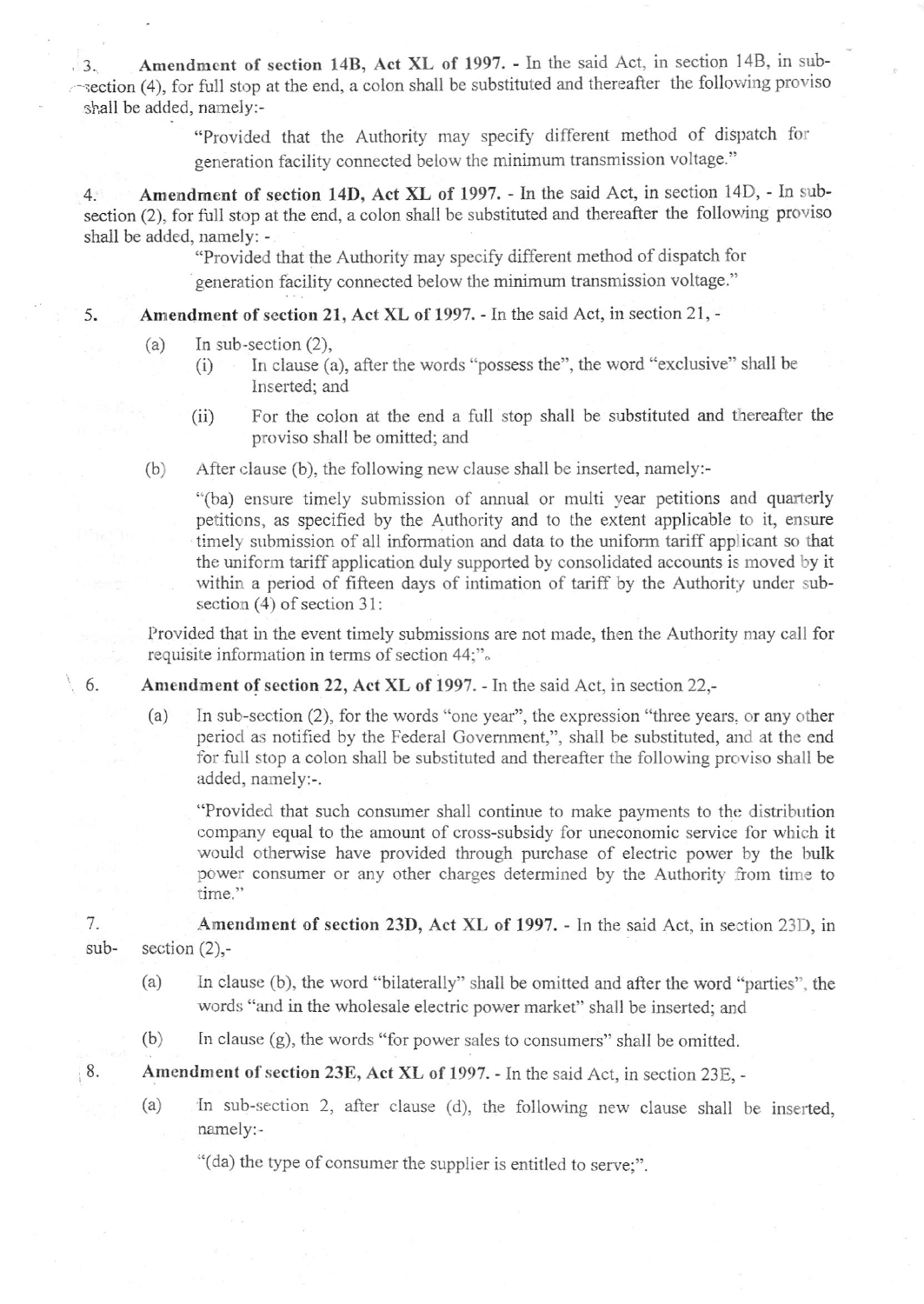3. **Amendment of section 14B, Act XL of 1997.** - In the said Act, in section 14B, in sub-section (4), for full stop at the end, a colon shall be substituted and thereafter the following proviso shall be added, namely:-

> "Provided that the Authority may specify different method of dispatch for generation facility connected below the minimum transmission voltage."

4. **Amendment of section 14D, Act XL of 1997.** - In the said Act, in section 14D, - In sub-section (2), for full stop at the end, a colon shall be substituted and thereafter the following proviso shall be added, namely: -

> "Provided that the Authority may specify different method of dispatch for generation facility connected below the minimum transmission voltage."

5. **Amendment of section 21, Act XL of 1997.** - In the said Act, in section 21, -

(a) In sub-section (2),

(i) In clause (a), after the words "possess the", the word "exclusive" shall be Inserted; and

(ii) For the colon at the end a full stop shall be substituted and thereafter the proviso shall be omitted; and

(b) After clause (b), the following new clause shall be inserted, namely:-

> "(ba) ensure timely submission of annual or multi year petitions and quarterly petitions, as specified by the Authority and to the extent applicable to it, ensure timely submission of all information and data to the uniform tariff applicant so that the uniform tariff application duly supported by consolidated accounts is moved by it within a period of fifteen days of intimation of tariff by the Authority under sub-section (4) of section 31:
>
> Provided that in the event timely submissions are not made, then the Authority may call for requisite information in terms of section 44;".

6. **Amendment of section 22, Act XL of 1997.** - In the said Act, in section 22,-

(a) In sub-section (2), for the words "one year", the expression "three years, or any other period as notified by the Federal Government,", shall be substituted, and at the end for full stop a colon shall be substituted and thereafter the following proviso shall be added, namely:-.

> "Provided that such consumer shall continue to make payments to the distribution company equal to the amount of cross-subsidy for uneconomic service for which it would otherwise have provided through purchase of electric power by the bulk power consumer or any other charges determined by the Authority from time to time."

7. **Amendment of section 23D, Act XL of 1997.** - In the said Act, in section 23D, in sub-section (2),-

(a) In clause (b), the word "bilaterally" shall be omitted and after the word "parties", the words "and in the wholesale electric power market" shall be inserted; and

(b) In clause (g), the words "for power sales to consumers" shall be omitted.

8. **Amendment of section 23E, Act XL of 1997.** - In the said Act, in section 23E, -

(a) In sub-section 2, after clause (d), the following new clause shall be inserted, namely:-

> "(da) the type of consumer the supplier is entitled to serve;".